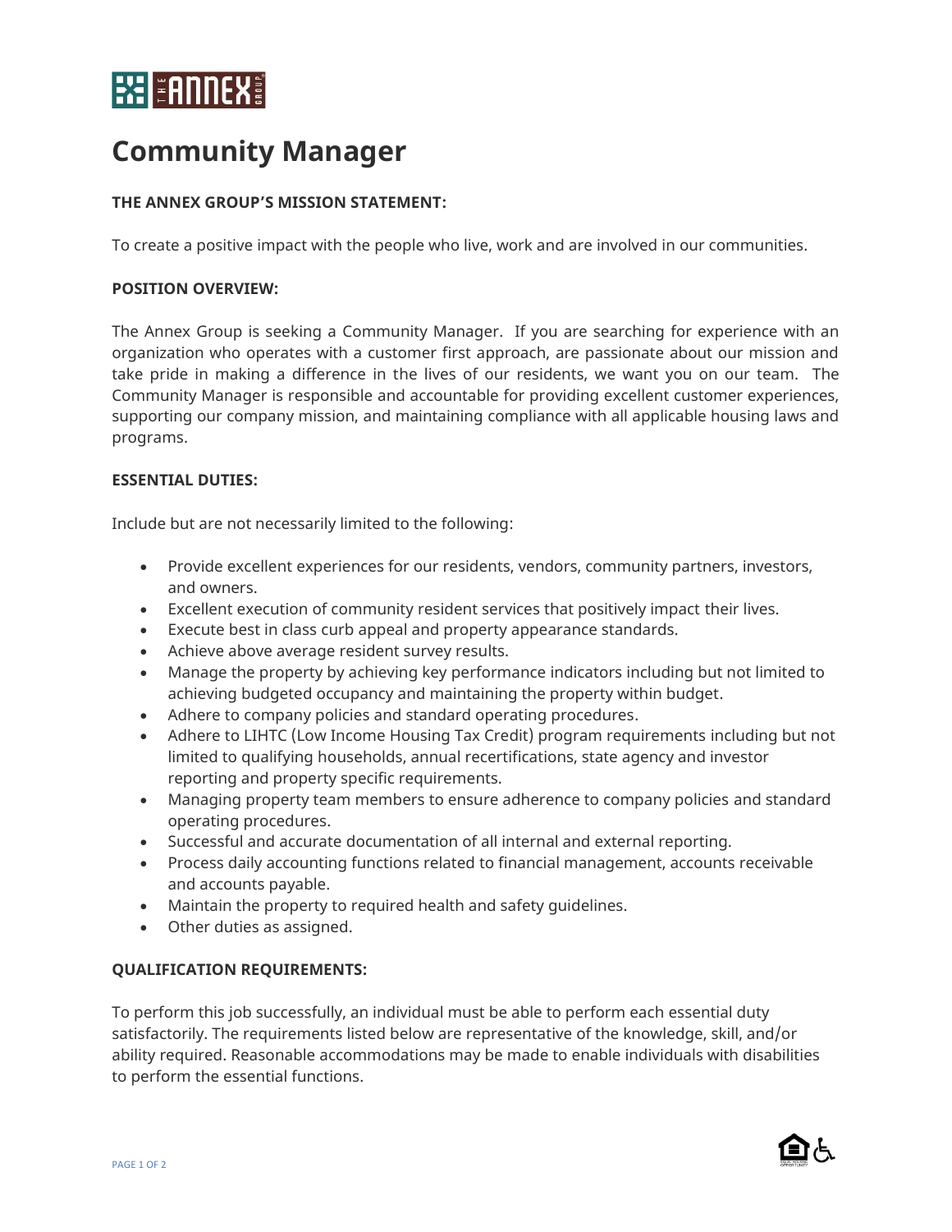# Community Manager

**THE ANNEX GROUP'S MISSION STATEMENT:**

To create a positive impact with the people who live, work and are involved in our communities.

**POSITION OVERVIEW:**

The Annex Group is seeking a Community Manager. If you are searching for experience with an organization who operates with a customer first approach, are passionate about our mission and take pride in making a difference in the lives of our residents, we want you on our team. The Community Manager is responsible and accountable for providing excellent customer experiences, supporting our company mission, and maintaining compliance with all applicable housing laws and programs.

**ESSENTIAL DUTIES:**

Include but are not necessarily limited to the following:

- Provide excellent experiences for our residents, vendors, community partners, investors, and owners.
- Excellent execution of community resident services that positively impact their lives.
- Execute best in class curb appeal and property appearance standards.
- Achieve above average resident survey results.
- Manage the property by achieving key performance indicators including but not limited to achieving budgeted occupancy and maintaining the property within budget.
- Adhere to company policies and standard operating procedures.
- Adhere to LIHTC (Low Income Housing Tax Credit) program requirements including but not limited to qualifying households, annual recertifications, state agency and investor reporting and property specific requirements.
- Managing property team members to ensure adherence to company policies and standard operating procedures.
- Successful and accurate documentation of all internal and external reporting.
- Process daily accounting functions related to financial management, accounts receivable and accounts payable.
- Maintain the property to required health and safety guidelines.
- Other duties as assigned.

**QUALIFICATION REQUIREMENTS:**

To perform this job successfully, an individual must be able to perform each essential duty satisfactorily. The requirements listed below are representative of the knowledge, skill, and/or ability required. Reasonable accommodations may be made to enable individuals with disabilities to perform the essential functions.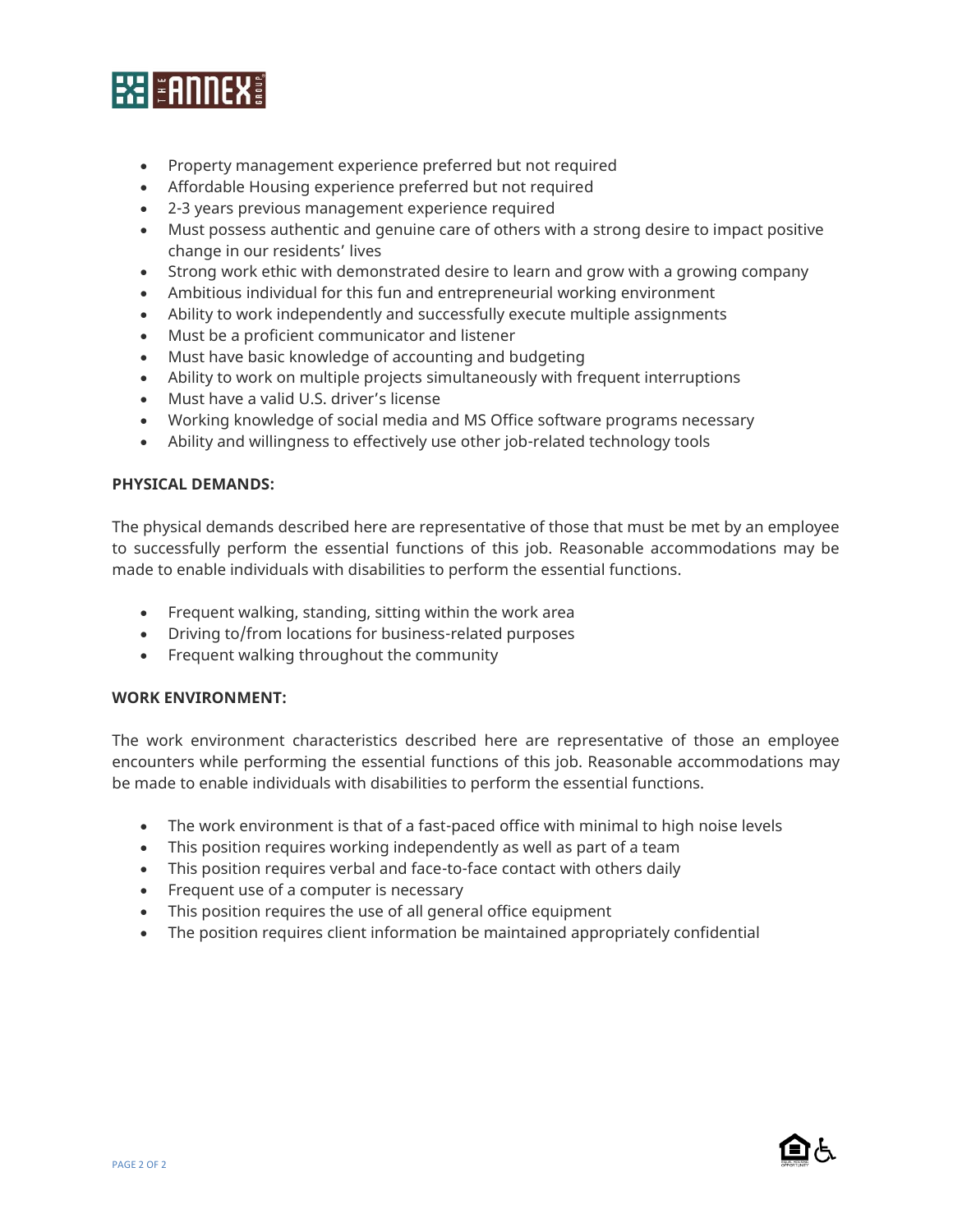- Property management experience preferred but not required
- Affordable Housing experience preferred but not required
- 2-3 years previous management experience required
- Must possess authentic and genuine care of others with a strong desire to impact positive change in our residents' lives
- Strong work ethic with demonstrated desire to learn and grow with a growing company
- Ambitious individual for this fun and entrepreneurial working environment
- Ability to work independently and successfully execute multiple assignments
- Must be a proficient communicator and listener
- Must have basic knowledge of accounting and budgeting
- Ability to work on multiple projects simultaneously with frequent interruptions
- Must have a valid U.S. driver's license
- Working knowledge of social media and MS Office software programs necessary
- Ability and willingness to effectively use other job-related technology tools

**PHYSICAL DEMANDS:**

The physical demands described here are representative of those that must be met by an employee to successfully perform the essential functions of this job. Reasonable accommodations may be made to enable individuals with disabilities to perform the essential functions.

- Frequent walking, standing, sitting within the work area
- Driving to/from locations for business-related purposes
- Frequent walking throughout the community

**WORK ENVIRONMENT:**

The work environment characteristics described here are representative of those an employee encounters while performing the essential functions of this job. Reasonable accommodations may be made to enable individuals with disabilities to perform the essential functions.

- The work environment is that of a fast-paced office with minimal to high noise levels
- This position requires working independently as well as part of a team
- This position requires verbal and face-to-face contact with others daily
- Frequent use of a computer is necessary
- This position requires the use of all general office equipment
- The position requires client information be maintained appropriately confidential